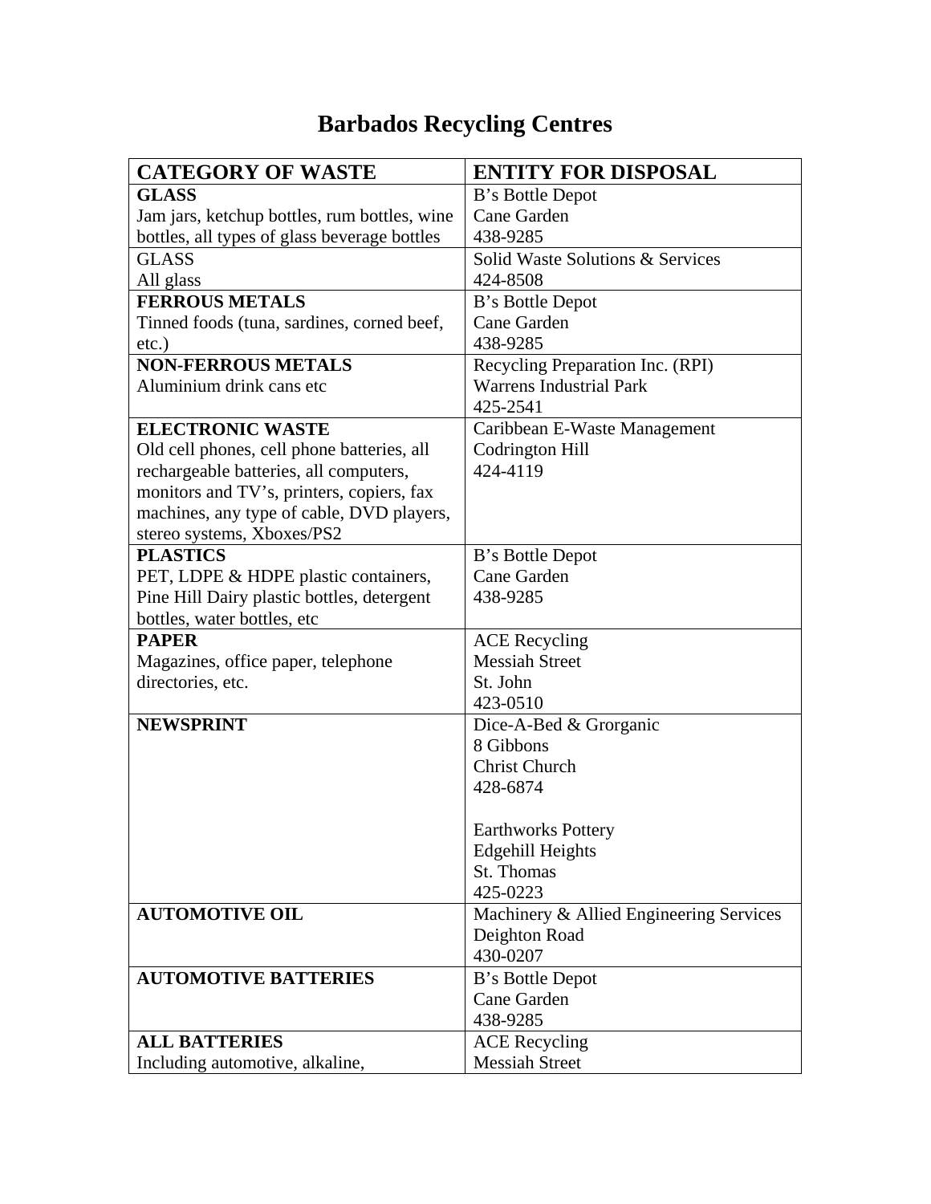# Barbados Recycling Centres

| CATEGORY OF WASTE | ENTITY FOR DISPOSAL |
|---|---|
| **GLASS**<br>Jam jars, ketchup bottles, rum bottles, wine bottles, all types of glass beverage bottles | B's Bottle Depot<br>Cane Garden<br>438-9285 |
| GLASS<br>All glass | Solid Waste Solutions & Services<br>424-8508 |
| **FERROUS METALS**<br>Tinned foods (tuna, sardines, corned beef, etc.) | B's Bottle Depot<br>Cane Garden<br>438-9285 |
| **NON-FERROUS METALS**<br>Aluminium drink cans etc | Recycling Preparation Inc. (RPI)<br>Warrens Industrial Park<br>425-2541 |
| **ELECTRONIC WASTE**<br>Old cell phones, cell phone batteries, all rechargeable batteries, all computers, monitors and TV's, printers, copiers, fax machines, any type of cable, DVD players, stereo systems, Xboxes/PS2 | Caribbean E-Waste Management<br>Codrington Hill<br>424-4119 |
| **PLASTICS**<br>PET, LDPE & HDPE plastic containers, Pine Hill Dairy plastic bottles, detergent bottles, water bottles, etc | B's Bottle Depot<br>Cane Garden<br>438-9285 |
| **PAPER**<br>Magazines, office paper, telephone directories, etc. | ACE Recycling<br>Messiah Street<br>St. John<br>423-0510 |
| **NEWSPRINT** | Dice-A-Bed & Grorganic<br>8 Gibbons<br>Christ Church<br>428-6874<br><br>Earthworks Pottery<br>Edgehill Heights<br>St. Thomas<br>425-0223 |
| **AUTOMOTIVE OIL** | Machinery & Allied Engineering Services<br>Deighton Road<br>430-0207 |
| **AUTOMOTIVE BATTERIES** | B's Bottle Depot<br>Cane Garden<br>438-9285 |
| **ALL BATTERIES**<br>Including automotive, alkaline, | ACE Recycling<br>Messiah Street |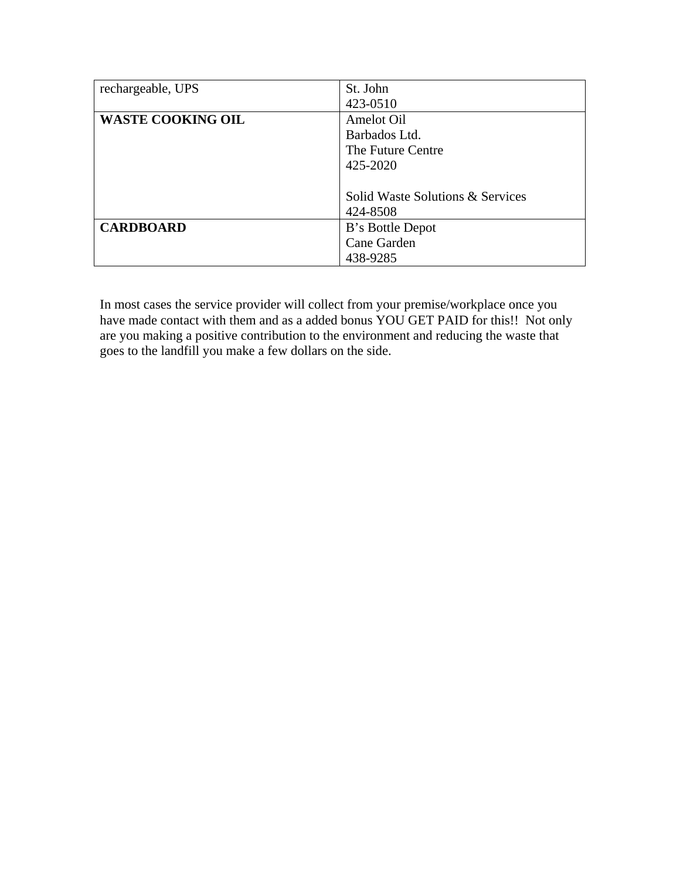| | |
|---|---|
| rechargeable, UPS | St. John<br>423-0510 |
| **WASTE COOKING OIL** | Amelot Oil<br>Barbados Ltd.<br>The Future Centre<br>425-2020<br><br>Solid Waste Solutions & Services<br>424-8508 |
| **CARDBOARD** | B's Bottle Depot<br>Cane Garden<br>438-9285 |

In most cases the service provider will collect from your premise/workplace once you have made contact with them and as a added bonus YOU GET PAID for this!! Not only are you making a positive contribution to the environment and reducing the waste that goes to the landfill you make a few dollars on the side.